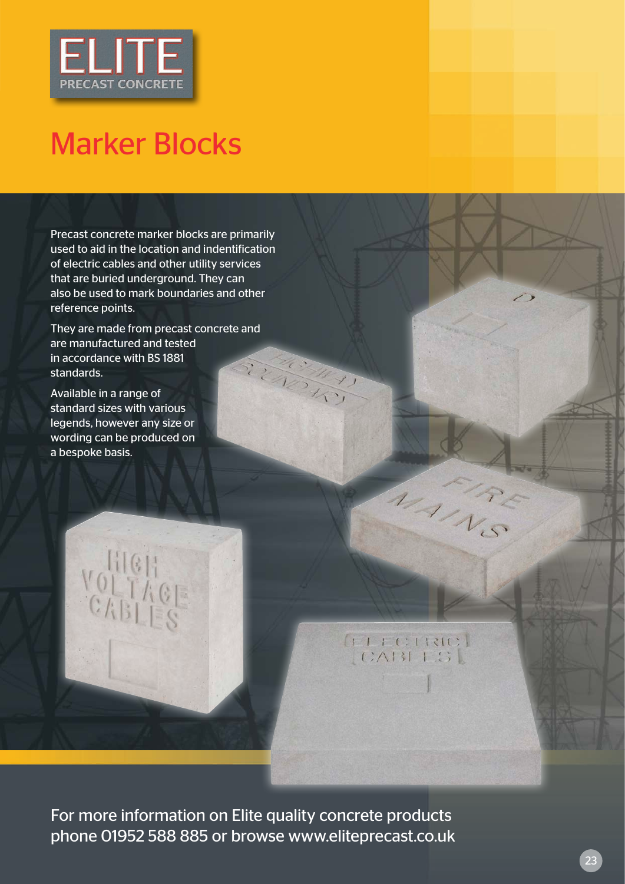ELITE
PRECAST CONCRETE

# Marker Blocks

Precast concrete marker blocks are primarily used to aid in the location and indentification of electric cables and other utility services that are buried underground. They can also be used to mark boundaries and other reference points.

They are made from precast concrete and are manufactured and tested in accordance with BS 1881 standards.

Available in a range of standard sizes with various legends, however any size or wording can be produced on a bespoke basis.

For more information on Elite quality concrete products phone 01952 588 885 or browse www.eliteprecast.co.uk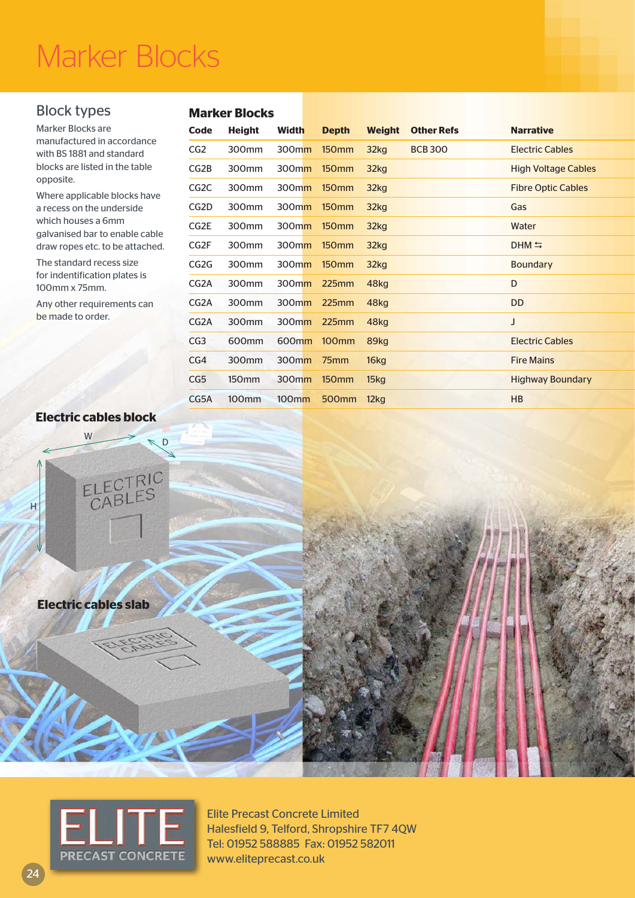# Marker Blocks

## Block types

Marker Blocks are manufactured in accordance with BS 1881 and standard blocks are listed in the table opposite.

Where applicable blocks have a recess on the underside which houses a 6mm galvanised bar to enable cable draw ropes etc. to be attached.

The standard recess size for indentification plates is 100mm x 75mm.

Any other requirements can be made to order.

### Marker Blocks

| Code | Height | Width | Depth | Weight | Other Refs | Narrative |
|---|---|---|---|---|---|---|
| CG2 | 300mm | 300mm | 150mm | 32kg | BCB 300 | Electric Cables |
| CG2B | 300mm | 300mm | 150mm | 32kg | | High Voltage Cables |
| CG2C | 300mm | 300mm | 150mm | 32kg | | Fibre Optic Cables |
| CG2D | 300mm | 300mm | 150mm | 32kg | | Gas |
| CG2E | 300mm | 300mm | 150mm | 32kg | | Water |
| CG2F | 300mm | 300mm | 150mm | 32kg | | DHM ⇆ |
| CG2G | 300mm | 300mm | 150mm | 32kg | | Boundary |
| CG2A | 300mm | 300mm | 225mm | 48kg | | D |
| CG2A | 300mm | 300mm | 225mm | 48kg | | DD |
| CG2A | 300mm | 300mm | 225mm | 48kg | | J |
| CG3 | 600mm | 600mm | 100mm | 89kg | | Electric Cables |
| CG4 | 300mm | 300mm | 75mm | 16kg | | Fire Mains |
| CG5 | 150mm | 300mm | 150mm | 15kg | | Highway Boundary |
| CG5A | 100mm | 100mm | 500mm | 12kg | | HB |

**Electric cables block**

W D H

ELECTRIC CABLES

**Electric cables slab**

ELECTRIC CABLES

Elite Precast Concrete Limited
Halesfield 9, Telford, Shropshire TF7 4QW
Tel: 01952 588885 Fax: 01952 582011
www.eliteprecast.co.uk